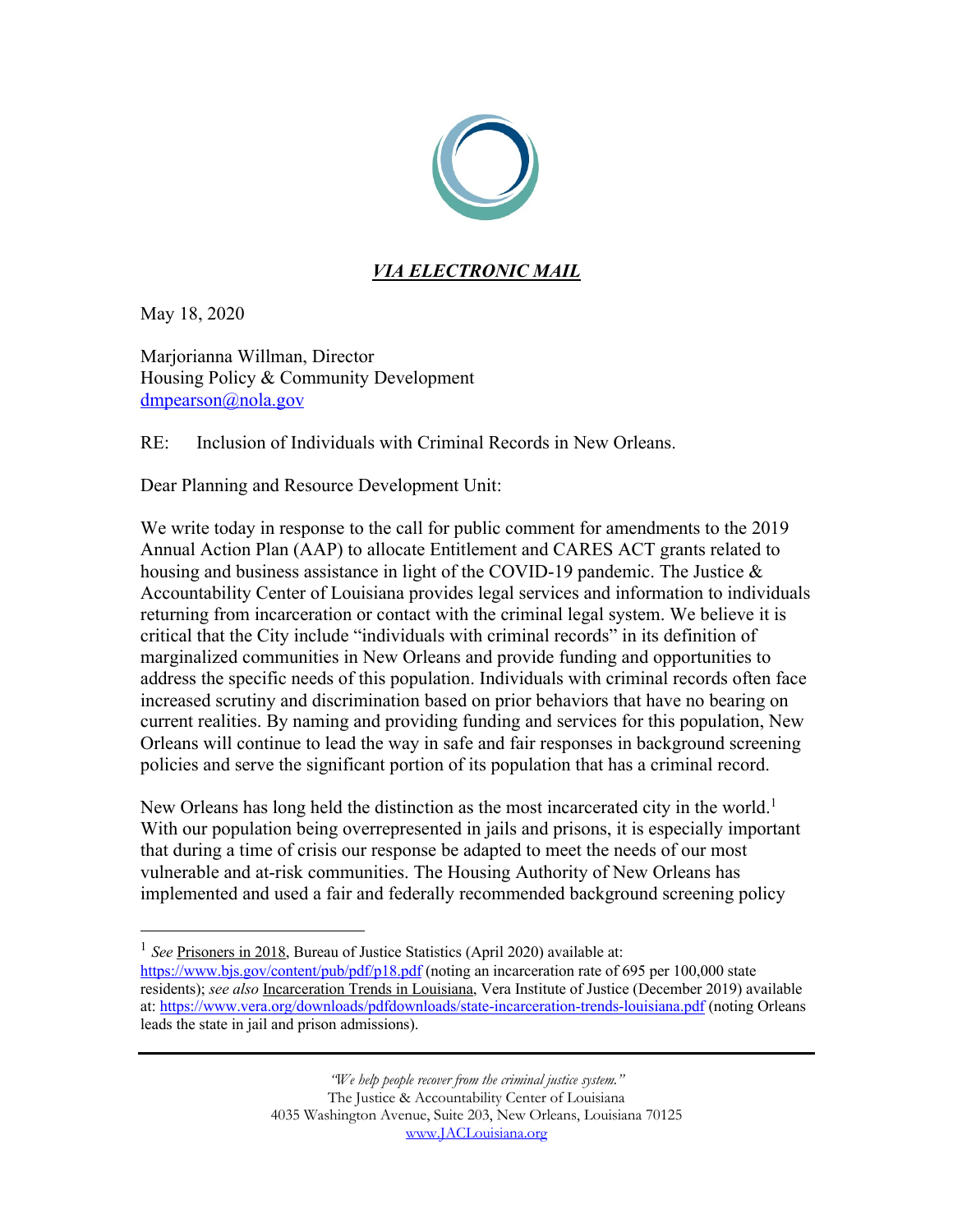***VIA ELECTRONIC MAIL***

May 18, 2020

Marjorianna Willman, Director
Housing Policy & Community Development
dmpearson@nola.gov

RE: Inclusion of Individuals with Criminal Records in New Orleans.

Dear Planning and Resource Development Unit:

We write today in response to the call for public comment for amendments to the 2019 Annual Action Plan (AAP) to allocate Entitlement and CARES ACT grants related to housing and business assistance in light of the COVID-19 pandemic. The Justice & Accountability Center of Louisiana provides legal services and information to individuals returning from incarceration or contact with the criminal legal system. We believe it is critical that the City include "individuals with criminal records" in its definition of marginalized communities in New Orleans and provide funding and opportunities to address the specific needs of this population. Individuals with criminal records often face increased scrutiny and discrimination based on prior behaviors that have no bearing on current realities. By naming and providing funding and services for this population, New Orleans will continue to lead the way in safe and fair responses in background screening policies and serve the significant portion of its population that has a criminal record.

New Orleans has long held the distinction as the most incarcerated city in the world.[1] With our population being overrepresented in jails and prisons, it is especially important that during a time of crisis our response be adapted to meet the needs of our most vulnerable and at-risk communities. The Housing Authority of New Orleans has implemented and used a fair and federally recommended background screening policy

---

[1] *See* Prisoners in 2018, Bureau of Justice Statistics (April 2020) available at: https://www.bjs.gov/content/pub/pdf/p18.pdf (noting an incarceration rate of 695 per 100,000 state residents); *see also* Incarceration Trends in Louisiana, Vera Institute of Justice (December 2019) available at: https://www.vera.org/downloads/pdfdownloads/state-incarceration-trends-louisiana.pdf (noting Orleans leads the state in jail and prison admissions).

*"We help people recover from the criminal justice system."*
The Justice & Accountability Center of Louisiana
4035 Washington Avenue, Suite 203, New Orleans, Louisiana 70125
www.JACLouisiana.org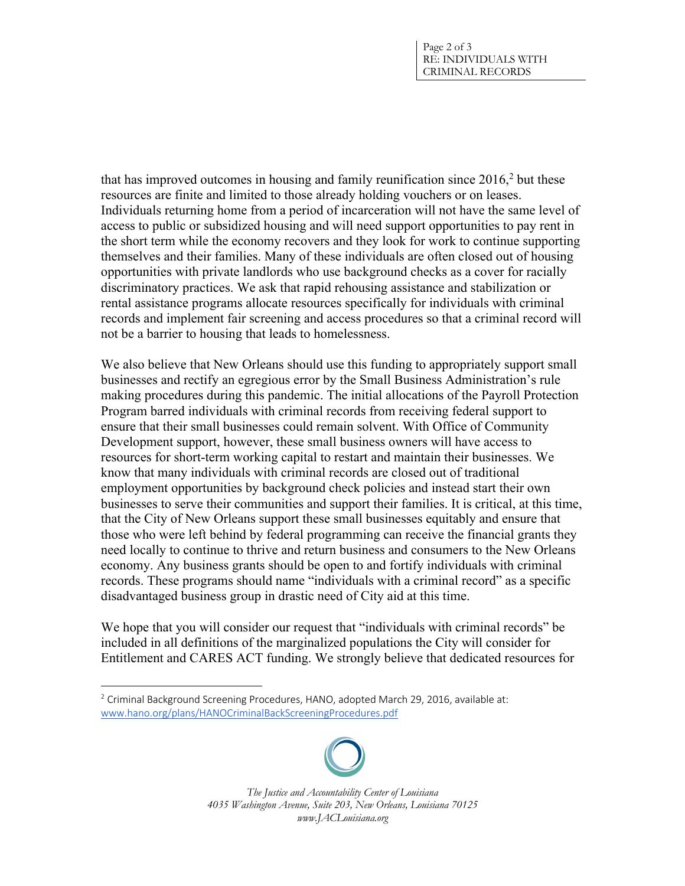that has improved outcomes in housing and family reunification since 2016,[2] but these resources are finite and limited to those already holding vouchers or on leases. Individuals returning home from a period of incarceration will not have the same level of access to public or subsidized housing and will need support opportunities to pay rent in the short term while the economy recovers and they look for work to continue supporting themselves and their families. Many of these individuals are often closed out of housing opportunities with private landlords who use background checks as a cover for racially discriminatory practices. We ask that rapid rehousing assistance and stabilization or rental assistance programs allocate resources specifically for individuals with criminal records and implement fair screening and access procedures so that a criminal record will not be a barrier to housing that leads to homelessness.

We also believe that New Orleans should use this funding to appropriately support small businesses and rectify an egregious error by the Small Business Administration's rule making procedures during this pandemic. The initial allocations of the Payroll Protection Program barred individuals with criminal records from receiving federal support to ensure that their small businesses could remain solvent. With Office of Community Development support, however, these small business owners will have access to resources for short-term working capital to restart and maintain their businesses. We know that many individuals with criminal records are closed out of traditional employment opportunities by background check policies and instead start their own businesses to serve their communities and support their families. It is critical, at this time, that the City of New Orleans support these small businesses equitably and ensure that those who were left behind by federal programming can receive the financial grants they need locally to continue to thrive and return business and consumers to the New Orleans economy. Any business grants should be open to and fortify individuals with criminal records. These programs should name "individuals with a criminal record" as a specific disadvantaged business group in drastic need of City aid at this time.

We hope that you will consider our request that "individuals with criminal records" be included in all definitions of the marginalized populations the City will consider for Entitlement and CARES ACT funding. We strongly believe that dedicated resources for

---

[2] Criminal Background Screening Procedures, HANO, adopted March 29, 2016, available at: www.hano.org/plans/HANOCriminalBackScreeningProcedures.pdf

*The Justice and Accountability Center of Louisiana*
*4035 Washington Avenue, Suite 203, New Orleans, Louisiana 70125*
*www.JACLouisiana.org*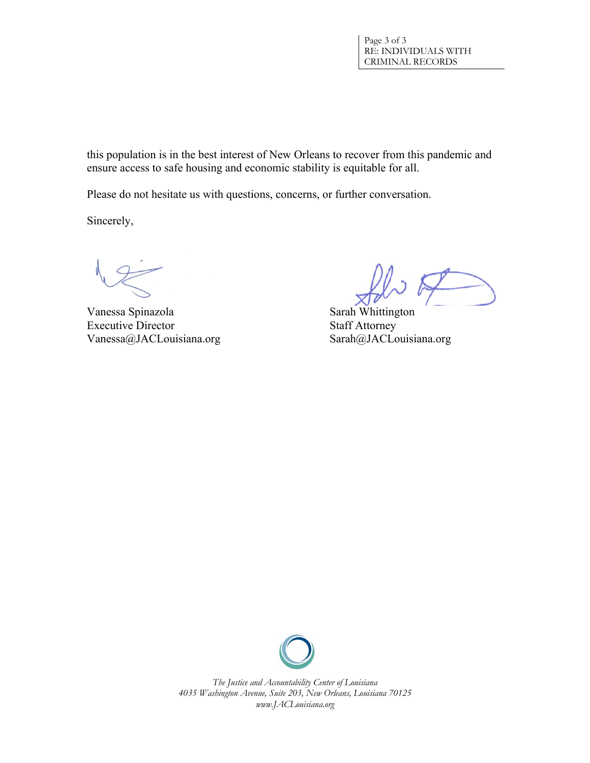this population is in the best interest of New Orleans to recover from this pandemic and ensure access to safe housing and economic stability is equitable for all.

Please do not hesitate us with questions, concerns, or further conversation.

Sincerely,

Vanessa Spinazola
Executive Director
Vanessa@JACLouisiana.org

Sarah Whittington
Staff Attorney
Sarah@JACLouisiana.org